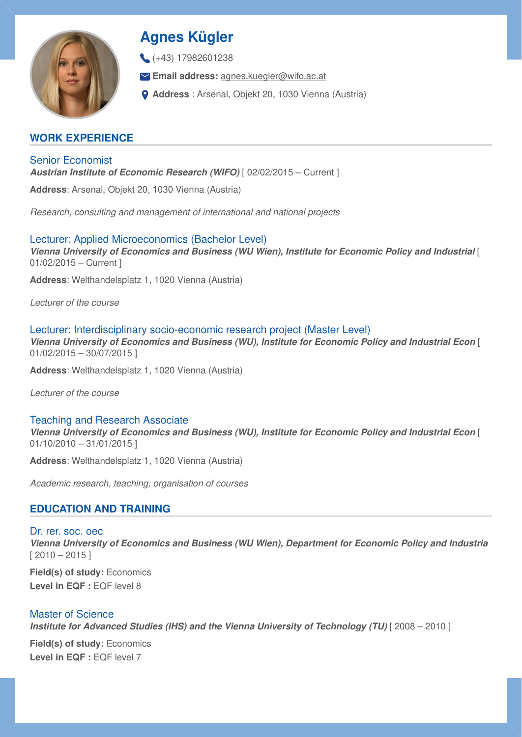# Agnes Kügler

(+43) 17982601238

**Email address:** agnes.kuegler@wifo.ac.at

**Address** : Arsenal, Objekt 20, 1030 Vienna (Austria)

## WORK EXPERIENCE

### Senior Economist

***Austrian Institute of Economic Research (WIFO)*** [ 02/02/2015 – Current ]

**Address**: Arsenal, Objekt 20, 1030 Vienna (Austria)

*Research, consulting and management of international and national projects*

### Lecturer: Applied Microeconomics (Bachelor Level)

***Vienna University of Economics and Business (WU Wien), Institute for Economic Policy and Industrial*** [ 01/02/2015 – Current ]

**Address**: Welthandelsplatz 1, 1020 Vienna (Austria)

*Lecturer of the course*

### Lecturer: Interdisciplinary socio-economic research project (Master Level)

***Vienna University of Economics and Business (WU), Institute for Economic Policy and Industrial Econ*** [ 01/02/2015 – 30/07/2015 ]

**Address**: Welthandelsplatz 1, 1020 Vienna (Austria)

*Lecturer of the course*

### Teaching and Research Associate

***Vienna University of Economics and Business (WU), Institute for Economic Policy and Industrial Econ*** [ 01/10/2010 – 31/01/2015 ]

**Address**: Welthandelsplatz 1, 1020 Vienna (Austria)

*Academic research, teaching, organisation of courses*

## EDUCATION AND TRAINING

### Dr. rer. soc. oec

***Vienna University of Economics and Business (WU Wien), Department for Economic Policy and Industria*** [ 2010 – 2015 ]

**Field(s) of study:** Economics
**Level in EQF :** EQF level 8

### Master of Science

***Institute for Advanced Studies (IHS) and the Vienna University of Technology (TU)*** [ 2008 – 2010 ]

**Field(s) of study:** Economics
**Level in EQF :** EQF level 7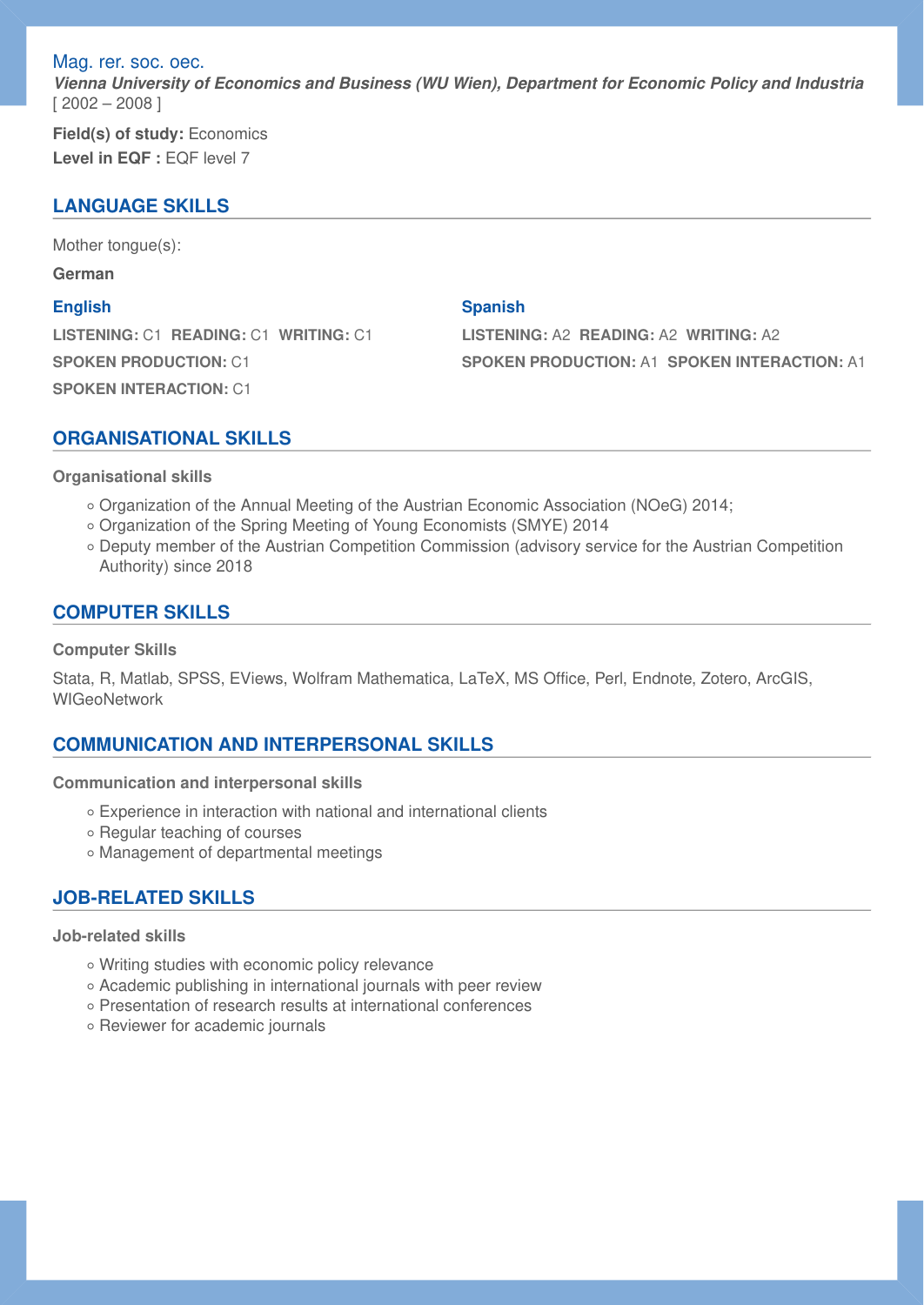Mag. rer. soc. oec.

***Vienna University of Economics and Business (WU Wien), Department for Economic Policy and Industria***
[ 2002 – 2008 ]

**Field(s) of study:** Economics
**Level in EQF :** EQF level 7

## LANGUAGE SKILLS

Mother tongue(s):

**German**

**English**

**LISTENING:** C1 **READING:** C1 **WRITING:** C1
**SPOKEN PRODUCTION:** C1
**SPOKEN INTERACTION:** C1

**Spanish**

**LISTENING:** A2 **READING:** A2 **WRITING:** A2
**SPOKEN PRODUCTION:** A1 **SPOKEN INTERACTION:** A1

## ORGANISATIONAL SKILLS

**Organisational skills**

- Organization of the Annual Meeting of the Austrian Economic Association (NOeG) 2014;
- Organization of the Spring Meeting of Young Economists (SMYE) 2014
- Deputy member of the Austrian Competition Commission (advisory service for the Austrian Competition Authority) since 2018

## COMPUTER SKILLS

**Computer Skills**

Stata, R, Matlab, SPSS, EViews, Wolfram Mathematica, LaTeX, MS Office, Perl, Endnote, Zotero, ArcGIS, WIGeoNetwork

## COMMUNICATION AND INTERPERSONAL SKILLS

**Communication and interpersonal skills**

- Experience in interaction with national and international clients
- Regular teaching of courses
- Management of departmental meetings

## JOB-RELATED SKILLS

**Job-related skills**

- Writing studies with economic policy relevance
- Academic publishing in international journals with peer review
- Presentation of research results at international conferences
- Reviewer for academic journals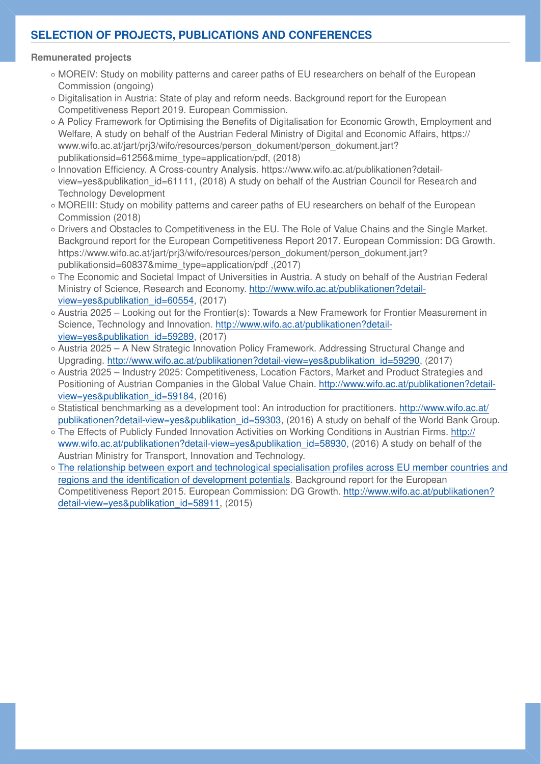## SELECTION OF PROJECTS, PUBLICATIONS AND CONFERENCES

**Remunerated projects**

- MOREIV: Study on mobility patterns and career paths of EU researchers on behalf of the European Commission (ongoing)
- Digitalisation in Austria: State of play and reform needs. Background report for the European Competitiveness Report 2019. European Commission.
- A Policy Framework for Optimising the Benefits of Digitalisation for Economic Growth, Employment and Welfare, A study on behalf of the Austrian Federal Ministry of Digital and Economic Affairs, https://www.wifo.ac.at/jart/prj3/wifo/resources/person_dokument/person_dokument.jart?publikationsid=61256&mime_type=application/pdf, (2018)
- Innovation Efficiency. A Cross-country Analysis. https://www.wifo.ac.at/publikationen?detail-view=yes&publikation_id=61111, (2018) A study on behalf of the Austrian Council for Research and Technology Development
- MOREIII: Study on mobility patterns and career paths of EU researchers on behalf of the European Commission (2018)
- Drivers and Obstacles to Competitiveness in the EU. The Role of Value Chains and the Single Market. Background report for the European Competitiveness Report 2017. European Commission: DG Growth. https://www.wifo.ac.at/jart/prj3/wifo/resources/person_dokument/person_dokument.jart?publikationsid=60837&mime_type=application/pdf ,(2017)
- The Economic and Societal Impact of Universities in Austria. A study on behalf of the Austrian Federal Ministry of Science, Research and Economy. http://www.wifo.ac.at/publikationen?detail-view=yes&publikation_id=60554, (2017)
- Austria 2025 – Looking out for the Frontier(s): Towards a New Framework for Frontier Measurement in Science, Technology and Innovation. http://www.wifo.ac.at/publikationen?detail-view=yes&publikation_id=59289, (2017)
- Austria 2025 – A New Strategic Innovation Policy Framework. Addressing Structural Change and Upgrading. http://www.wifo.ac.at/publikationen?detail-view=yes&publikation_id=59290, (2017)
- Austria 2025 – Industry 2025: Competitiveness, Location Factors, Market and Product Strategies and Positioning of Austrian Companies in the Global Value Chain. http://www.wifo.ac.at/publikationen?detail-view=yes&publikation_id=59184, (2016)
- Statistical benchmarking as a development tool: An introduction for practitioners. http://www.wifo.ac.at/publikationen?detail-view=yes&publikation_id=59303, (2016) A study on behalf of the World Bank Group.
- The Effects of Publicly Funded Innovation Activities on Working Conditions in Austrian Firms. http://www.wifo.ac.at/publikationen?detail-view=yes&publikation_id=58930, (2016) A study on behalf of the Austrian Ministry for Transport, Innovation and Technology.
- The relationship between export and technological specialisation profiles across EU member countries and regions and the identification of development potentials. Background report for the European Competitiveness Report 2015. European Commission: DG Growth. http://www.wifo.ac.at/publikationen?detail-view=yes&publikation_id=58911, (2015)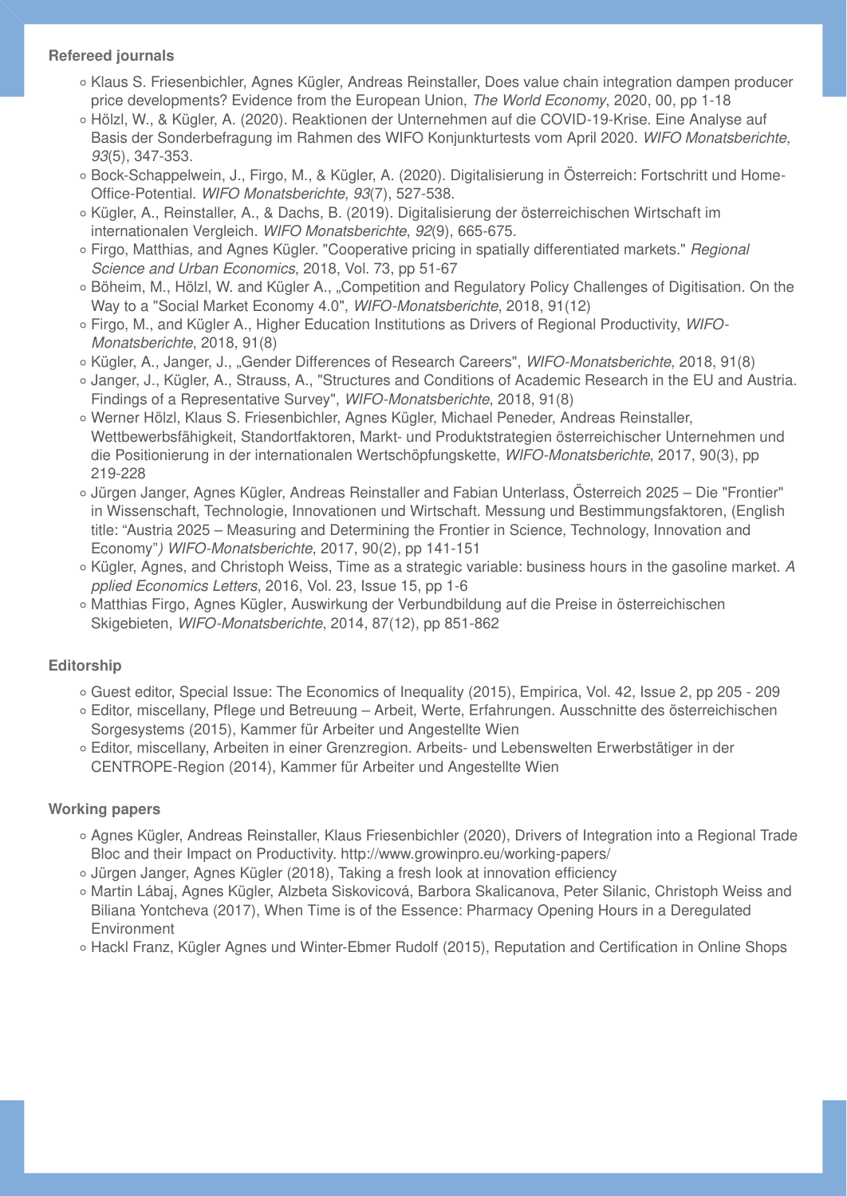**Refereed journals**

- Klaus S. Friesenbichler, Agnes Kügler, Andreas Reinstaller, Does value chain integration dampen producer price developments? Evidence from the European Union, *The World Economy*, 2020, 00, pp 1-18
- Hölzl, W., & Kügler, A. (2020). Reaktionen der Unternehmen auf die COVID-19-Krise. Eine Analyse auf Basis der Sonderbefragung im Rahmen des WIFO Konjunkturtests vom April 2020. *WIFO Monatsberichte*, *93*(5), 347-353.
- Bock-Schappelwein, J., Firgo, M., & Kügler, A. (2020). Digitalisierung in Österreich: Fortschritt und Home-Office-Potential. *WIFO Monatsberichte*, *93*(7), 527-538.
- Kügler, A., Reinstaller, A., & Dachs, B. (2019). Digitalisierung der österreichischen Wirtschaft im internationalen Vergleich. *WIFO Monatsberichte*, *92*(9), 665-675.
- Firgo, Matthias, and Agnes Kügler. "Cooperative pricing in spatially differentiated markets." *Regional Science and Urban Economics*, 2018, Vol. 73, pp 51-67
- Böheim, M., Hölzl, W. and Kügler A., „Competition and Regulatory Policy Challenges of Digitisation. On the Way to a "Social Market Economy 4.0", *WIFO-Monatsberichte*, 2018, 91(12)
- Firgo, M., and Kügler A., Higher Education Institutions as Drivers of Regional Productivity, *WIFO-Monatsberichte*, 2018, 91(8)
- Kügler, A., Janger, J., „Gender Differences of Research Careers", *WIFO-Monatsberichte*, 2018, 91(8)
- Janger, J., Kügler, A., Strauss, A., "Structures and Conditions of Academic Research in the EU and Austria. Findings of a Representative Survey", *WIFO-Monatsberichte*, 2018, 91(8)
- Werner Hölzl, Klaus S. Friesenbichler, Agnes Kügler, Michael Peneder, Andreas Reinstaller, Wettbewerbsfähigkeit, Standortfaktoren, Markt- und Produktstrategien österreichischer Unternehmen und die Positionierung in der internationalen Wertschöpfungskette, *WIFO-Monatsberichte*, 2017, 90(3), pp 219-228
- Jürgen Janger, Agnes Kügler, Andreas Reinstaller and Fabian Unterlass, Österreich 2025 – Die "Frontier" in Wissenschaft, Technologie, Innovationen und Wirtschaft. Messung und Bestimmungsfaktoren, (English title: "Austria 2025 – Measuring and Determining the Frontier in Science, Technology, Innovation and Economy"*)* *WIFO-Monatsberichte*, 2017, 90(2), pp 141-151
- Kügler, Agnes, and Christoph Weiss, Time as a strategic variable: business hours in the gasoline market. *A pplied Economics Letters*, 2016, Vol. 23, Issue 15, pp 1-6
- Matthias Firgo, Agnes Kügler, Auswirkung der Verbundbildung auf die Preise in österreichischen Skigebieten, *WIFO-Monatsberichte*, 2014, 87(12), pp 851-862

**Editorship**

- Guest editor, Special Issue: The Economics of Inequality (2015), Empirica, Vol. 42, Issue 2, pp 205 - 209
- Editor, miscellany, Pflege und Betreuung – Arbeit, Werte, Erfahrungen. Ausschnitte des österreichischen Sorgesystems (2015), Kammer für Arbeiter und Angestellte Wien
- Editor, miscellany, Arbeiten in einer Grenzregion. Arbeits- und Lebenswelten Erwerbstätiger in der CENTROPE-Region (2014), Kammer für Arbeiter und Angestellte Wien

**Working papers**

- Agnes Kügler, Andreas Reinstaller, Klaus Friesenbichler (2020), Drivers of Integration into a Regional Trade Bloc and their Impact on Productivity. http://www.growinpro.eu/working-papers/
- Jürgen Janger, Agnes Kügler (2018), Taking a fresh look at innovation efficiency
- Martin Lábaj, Agnes Kügler, Alzbeta Siskovicová, Barbora Skalicanova, Peter Silanic, Christoph Weiss and Biliana Yontcheva (2017), When Time is of the Essence: Pharmacy Opening Hours in a Deregulated Environment
- Hackl Franz, Kügler Agnes und Winter-Ebmer Rudolf (2015), Reputation and Certification in Online Shops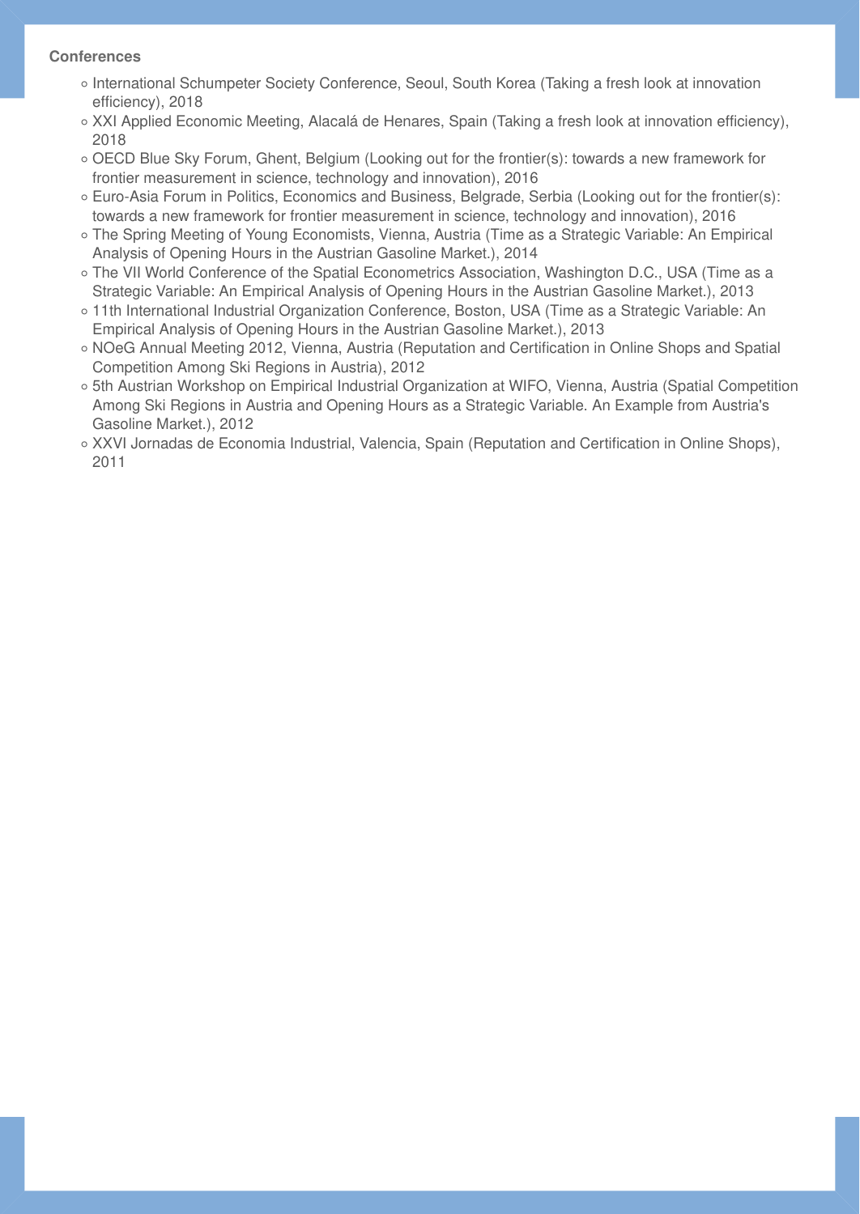**Conferences**

- International Schumpeter Society Conference, Seoul, South Korea (Taking a fresh look at innovation efficiency), 2018
- XXI Applied Economic Meeting, Alacalá de Henares, Spain (Taking a fresh look at innovation efficiency), 2018
- OECD Blue Sky Forum, Ghent, Belgium (Looking out for the frontier(s): towards a new framework for frontier measurement in science, technology and innovation), 2016
- Euro-Asia Forum in Politics, Economics and Business, Belgrade, Serbia (Looking out for the frontier(s): towards a new framework for frontier measurement in science, technology and innovation), 2016
- The Spring Meeting of Young Economists, Vienna, Austria (Time as a Strategic Variable: An Empirical Analysis of Opening Hours in the Austrian Gasoline Market.), 2014
- The VII World Conference of the Spatial Econometrics Association, Washington D.C., USA (Time as a Strategic Variable: An Empirical Analysis of Opening Hours in the Austrian Gasoline Market.), 2013
- 11th International Industrial Organization Conference, Boston, USA (Time as a Strategic Variable: An Empirical Analysis of Opening Hours in the Austrian Gasoline Market.), 2013
- NOeG Annual Meeting 2012, Vienna, Austria (Reputation and Certification in Online Shops and Spatial Competition Among Ski Regions in Austria), 2012
- 5th Austrian Workshop on Empirical Industrial Organization at WIFO, Vienna, Austria (Spatial Competition Among Ski Regions in Austria and Opening Hours as a Strategic Variable. An Example from Austria's Gasoline Market.), 2012
- XXVI Jornadas de Economia Industrial, Valencia, Spain (Reputation and Certification in Online Shops), 2011